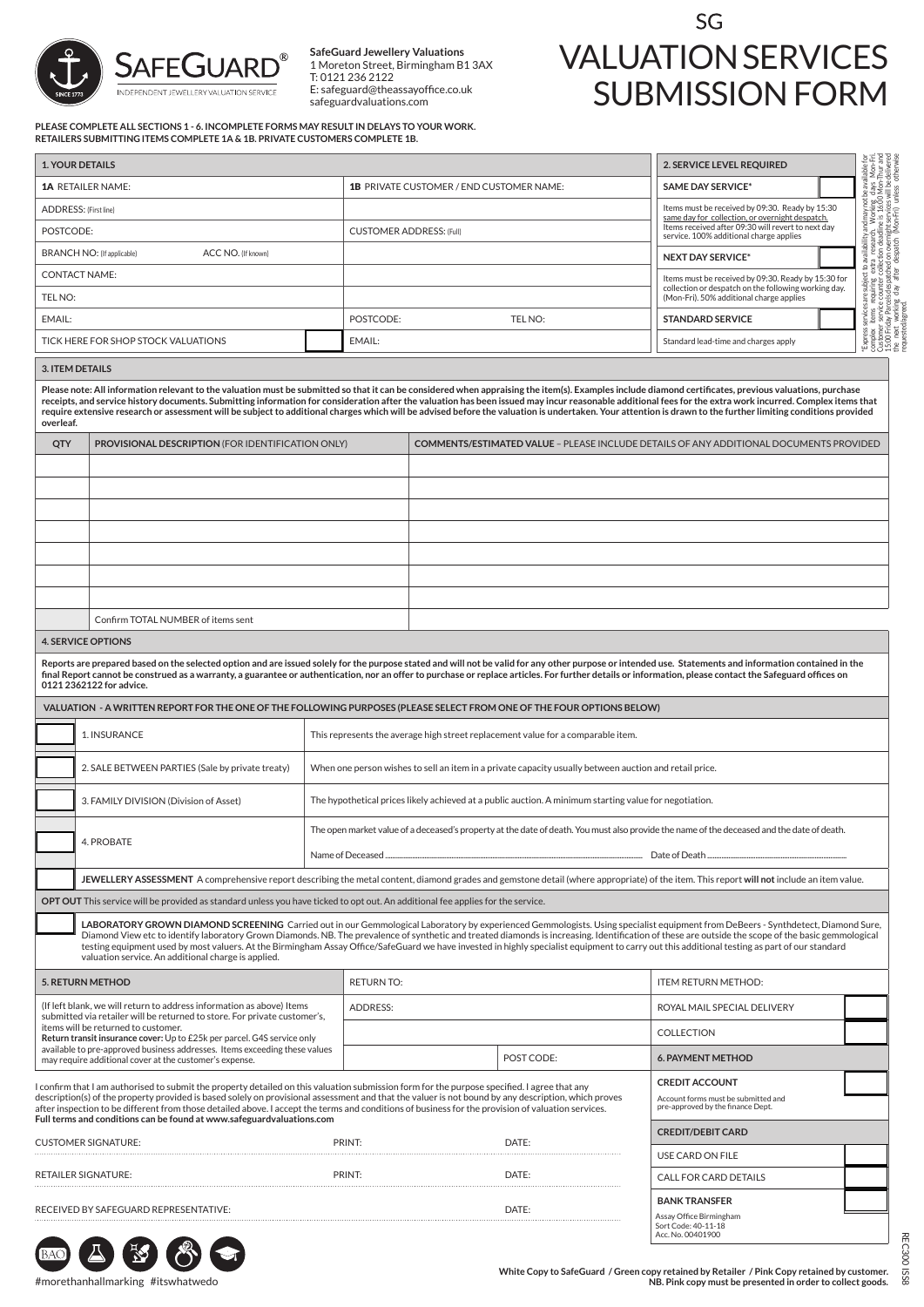SafeGuard® INDEPENDENT JEWELLERY VALUATION SERVICE SINCE 1773

**SafeGuard Jewellery Valuations**
1 Moreton Street, Birmingham B1 3AX
T: 0121 236 2122
E: safeguard@theassayoffice.co.uk
safeguardvaluations.com

# SG VALUATION SERVICES SUBMISSION FORM

**PLEASE COMPLETE ALL SECTIONS 1 - 6. INCOMPLETE FORMS MAY RESULT IN DELAYS TO YOUR WORK. RETAILERS SUBMITTING ITEMS COMPLETE 1A & 1B. PRIVATE CUSTOMERS COMPLETE 1B.**

## 1. YOUR DETAILS

| **1A** RETAILER NAME: | **1B** PRIVATE CUSTOMER / END CUSTOMER NAME: |
|---|---|
| ADDRESS: (First line) | |
| POSTCODE: | CUSTOMER ADDRESS: (Full) |
| BRANCH NO: (If applicable) ACC NO. (If known) | |
| CONTACT NAME: | |
| TEL NO: | |
| EMAIL: | POSTCODE: TEL NO: |
| TICK HERE FOR SHOP STOCK VALUATIONS ☐ | EMAIL: |

## 2. SERVICE LEVEL REQUIRED

| Service | |
|---|---|
| **SAME DAY SERVICE*** | ☐ |
| Items must be received by 09:30. Ready by 15:30 same day for collection, or overnight despatch. Items received after 09:30 will revert to next day service. 100% additional charge applies | |
| **NEXT DAY SERVICE*** | ☐ |
| Items must be received by 09:30. Ready by 15:30 for collection or despatch on the following working day. (Mon-Fri). 50% additional charge applies | |
| **STANDARD SERVICE** | ☐ |
| Standard lead-time and charges apply | |

*Express services are subject to availability and may not be available for complex items requiring extra research. Working days Mon-Fri. Customer service counter collection deadline is 16:00 Mon-Thur and 15:00 Friday. Parcels despatched on overnight services will be delivered the next working day after despatch (Mon-Fri) unless otherwise requested/agreed.

## 3. ITEM DETAILS

**Please note: All information relevant to the valuation must be submitted so that it can be considered when appraising the item(s). Examples include diamond certificates, previous valuations, purchase receipts, and service history documents. Submitting information for consideration after the valuation has been issued may incur reasonable additional fees for the extra work incurred. Complex items that require extensive research or assessment will be subject to additional charges which will be advised before the valuation is undertaken. Your attention is drawn to the further limiting conditions provided overleaf.**

| QTY | PROVISIONAL DESCRIPTION (FOR IDENTIFICATION ONLY) | COMMENTS/ESTIMATED VALUE – PLEASE INCLUDE DETAILS OF ANY ADDITIONAL DOCUMENTS PROVIDED |
|---|---|---|
| | | |
| | | |
| | | |
| | | |
| | | |
| | | |
| | | |
| | Confirm TOTAL NUMBER of items sent | |

## 4. SERVICE OPTIONS

**Reports are prepared based on the selected option and are issued solely for the purpose stated and will not be valid for any other purpose or intended use. Statements and information contained in the final Report cannot be construed as a warranty, a guarantee or authentication, nor an offer to purchase or replace articles. For further details or information, please contact the Safeguard offices on 0121 2362122 for advice.**

**VALUATION - A WRITTEN REPORT FOR THE ONE OF THE FOLLOWING PURPOSES (PLEASE SELECT FROM ONE OF THE FOUR OPTIONS BELOW)**

| | Option | Description |
|---|---|---|
| ☐ | 1. INSURANCE | This represents the average high street replacement value for a comparable item. |
| ☐ | 2. SALE BETWEEN PARTIES (Sale by private treaty) | When one person wishes to sell an item in a private capacity usually between auction and retail price. |
| ☐ | 3. FAMILY DIVISION (Division of Asset) | The hypothetical prices likely achieved at a public auction. A minimum starting value for negotiation. |
| ☐ | 4. PROBATE | The open market value of a deceased's property at the date of death. You must also provide the name of the deceased and the date of death. Name of Deceased ........ Date of Death ........ |

☐ **JEWELLERY ASSESSMENT** A comprehensive report describing the metal content, diamond grades and gemstone detail (where appropriate) of the item. This report **will not** include an item value.

**OPT OUT** This service will be provided as standard unless you have ticked to opt out. An additional fee applies for the service.

☐ **LABORATORY GROWN DIAMOND SCREENING** Carried out in our Gemmological Laboratory by experienced Gemmologists. Using specialist equipment from DeBeers - Synthdetect, Diamond Sure, Diamond View etc to identify laboratory Grown Diamonds. NB. The prevalence of synthetic and treated diamonds is increasing. Identification of these are outside the scope of the basic gemmological testing equipment used by most valuers. At the Birmingham Assay Office/SafeGuard we have invested in highly specialist equipment to carry out this additional testing as part of our standard valuation service. An additional charge is applied.

## 5. RETURN METHOD

(If left blank, we will return to address information as above) Items submitted via retailer will be returned to store. For private customer's, items will be returned to customer.
**Return transit insurance cover:** Up to £25k per parcel. G4S service only available to pre-approved business addresses. Items exceeding these values may require additional cover at the customer's expense.

| RETURN TO: | |
|---|---|
| ADDRESS: | |
| | |
| | POST CODE: |

| ITEM RETURN METHOD: | |
|---|---|
| ROYAL MAIL SPECIAL DELIVERY | ☐ |
| COLLECTION | ☐ |

## 6. PAYMENT METHOD

| | |
|---|---|
| **CREDIT ACCOUNT** | ☐ |
| Account forms must be submitted and pre-approved by the finance Dept. | |
| **CREDIT/DEBIT CARD** | |
| USE CARD ON FILE | ☐ |
| CALL FOR CARD DETAILS | ☐ |
| **BANK TRANSFER** | ☐ |
| Assay Office Birmingham Sort Code: 40-11-18 Acc. No. 00401900 | |

I confirm that I am authorised to submit the property detailed on this valuation submission form for the purpose specified. I agree that any description(s) of the property provided is based solely on provisional assessment and that the valuer is not bound by any description, which proves after inspection to be different from those detailed above. I accept the terms and conditions of business for the provision of valuation services.
**Full terms and conditions can be found at www.safeguardvaluations.com**

CUSTOMER SIGNATURE: .................... PRINT: .................... DATE: ....................

RETAILER SIGNATURE: .................... PRINT: .................... DATE: ....................

RECEIVED BY SAFEGUARD REPRESENTATIVE: .................... DATE: ....................

#morethanhallmarking #itswhatwedo

**White Copy to SafeGuard / Green copy retained by Retailer / Pink Copy retained by customer. NB. Pink copy must be presented in order to collect goods.**

REC300 ISS8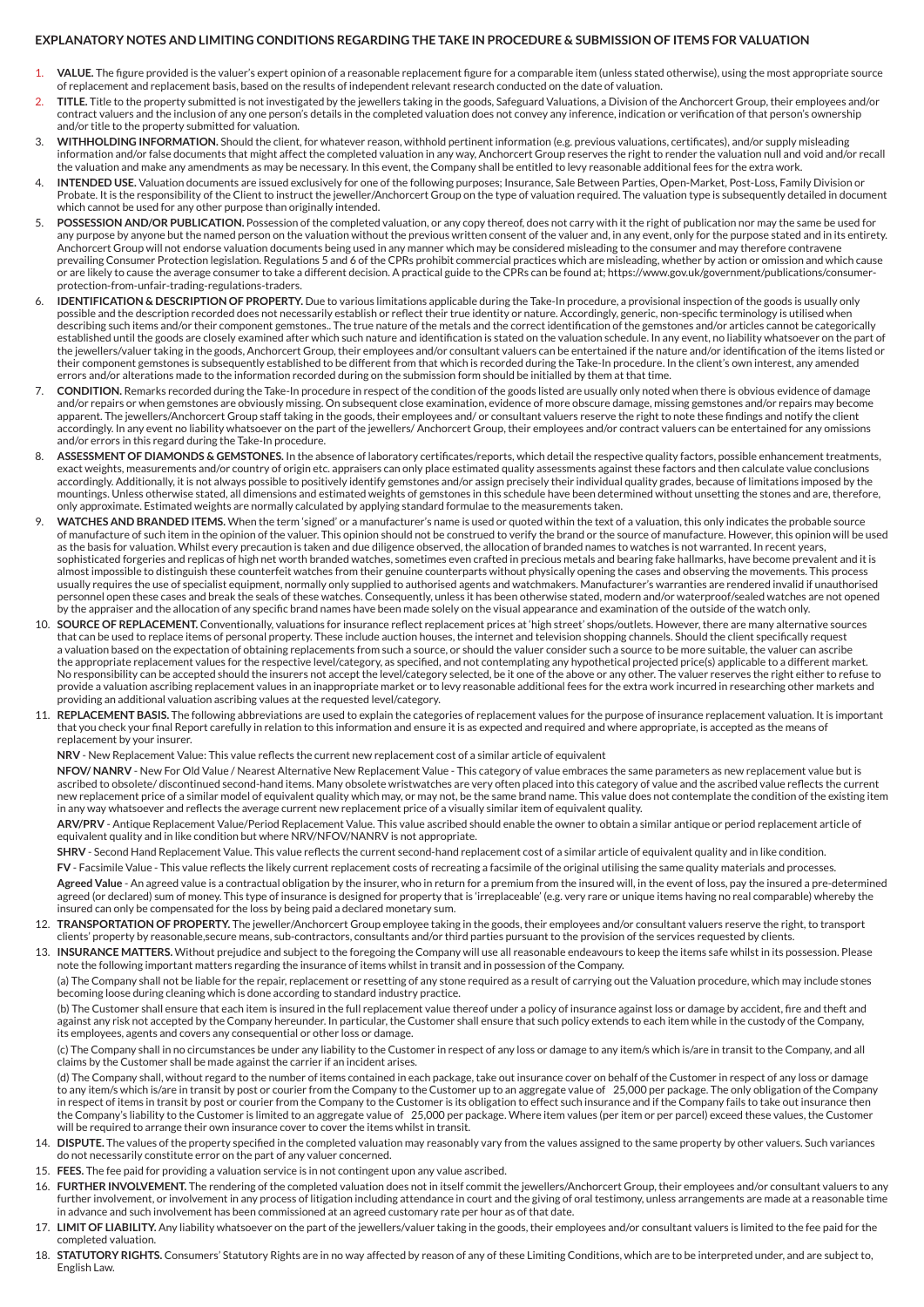## EXPLANATORY NOTES AND LIMITING CONDITIONS REGARDING THE TAKE IN PROCEDURE & SUBMISSION OF ITEMS FOR VALUATION

1. **VALUE.** The figure provided is the valuer's expert opinion of a reasonable replacement figure for a comparable item (unless stated otherwise), using the most appropriate source of replacement and replacement basis, based on the results of independent relevant research conducted on the date of valuation.
2. **TITLE.** Title to the property submitted is not investigated by the jewellers taking in the goods, Safeguard Valuations, a Division of the Anchorcert Group, their employees and/or contract valuers and the inclusion of any one person's details in the completed valuation does not convey any inference, indication or verification of that person's ownership and/or title to the property submitted for valuation.
3. **WITHHOLDING INFORMATION.** Should the client, for whatever reason, withhold pertinent information (e.g. previous valuations, certificates), and/or supply misleading and/or false documents that might affect the completed valuation in any way, Anchorcert Group reserves the right to render the valuation null and void and/or recall the valuation and make any amendments as may be necessary. In this event, the Company shall be entitled to levy reasonable additional fees for the extra work.
4. **INTENDED USE.** Valuation documents are issued exclusively for one of the following purposes; Insurance, Sale Between Parties, Open-Market, Post-Loss, Family Division or Probate. It is the responsibility of the Client to instruct the jeweller/Anchorcert Group on the type of valuation required. The valuation type is subsequently detailed in document which cannot be used for any other purpose than originally intended.
5. **POSSESSION AND/OR PUBLICATION.** Possession of the completed valuation, or any copy thereof, does not carry with it the right of publication nor may the same be used for any purpose by anyone but the named person on the valuation without the previous written consent of the valuer and, in any event, only for the purpose stated and in its entirety. Anchorcert Group will not endorse valuation documents being used in any manner which may be considered misleading to the consumer and may therefore contravene prevailing Consumer Protection legislation. Regulations 5 and 6 of the CPRs prohibit commercial practices which are misleading, whether by action or omission and which cause or are likely to cause the average consumer to take a different decision. A practical guide to the CPRs can be found at; https://www.gov.uk/government/publications/consumer-protection-from-unfair-trading-regulations-traders.
6. **IDENTIFICATION & DESCRIPTION OF PROPERTY.** Due to various limitations applicable during the Take-In procedure, a provisional inspection of the goods is usually only possible and the description recorded does not necessarily establish or reflect their true identity or nature. Accordingly, generic, non-specific terminology is utilised when describing such items and/or their component gemstones.. The true nature of the metals and the correct identification of the gemstones and/or articles cannot be categorically established until the goods are closely examined after which such nature and identification is stated on the valuation schedule. In any event, no liability whatsoever on the part of the jewellers/valuer taking in the goods, Anchorcert Group, their employees and/or consultant valuers can be entertained if the nature and/or identification of the items listed or their component gemstones is subsequently established to be different from that which is recorded during the Take-In procedure. In the client's own interest, any amended errors and/or alterations made to the information recorded during on the submission form should be initialled by them at that time.
7. **CONDITION.** Remarks recorded during the Take-In procedure in respect of the condition of the goods listed are usually only noted when there is obvious evidence of damage and/or repairs or when gemstones are obviously missing. On subsequent close examination, evidence of more obscure damage, missing gemstones and/or repairs may become apparent. The jewellers/Anchorcert Group staff taking in the goods, their employees and/ or consultant valuers reserve the right to note these findings and notify the client accordingly. In any event no liability whatsoever on the part of the jewellers/ Anchorcert Group, their employees and/or contract valuers can be entertained for any omissions and/or errors in this regard during the Take-In procedure.
8. **ASSESSMENT OF DIAMONDS & GEMSTONES.** In the absence of laboratory certificates/reports, which detail the respective quality factors, possible enhancement treatments, exact weights, measurements and/or country of origin etc. appraisers can only place estimated quality assessments against these factors and then calculate value conclusions accordingly. Additionally, it is not always possible to positively identify gemstones and/or assign precisely their individual quality grades, because of limitations imposed by the mountings. Unless otherwise stated, all dimensions and estimated weights of gemstones in this schedule have been determined without unsetting the stones and are, therefore, only approximate. Estimated weights are normally calculated by applying standard formulae to the measurements taken.
9. **WATCHES AND BRANDED ITEMS.** When the term 'signed' or a manufacturer's name is used or quoted within the text of a valuation, this only indicates the probable source of manufacture of such item in the opinion of the valuer. This opinion should not be construed to verify the brand or the source of manufacture. However, this opinion will be used as the basis for valuation. Whilst every precaution is taken and due diligence observed, the allocation of branded names to watches is not warranted. In recent years, sophisticated forgeries and replicas of high net worth branded watches, sometimes even crafted in precious metals and bearing fake hallmarks, have become prevalent and it is almost impossible to distinguish these counterfeit watches from their genuine counterparts without physically opening the cases and observing the movements. This process usually requires the use of specialist equipment, normally only supplied to authorised agents and watchmakers. Manufacturer's warranties are rendered invalid if unauthorised personnel open these cases and break the seals of these watches. Consequently, unless it has been otherwise stated, modern and/or waterproof/sealed watches are not opened by the appraiser and the allocation of any specific brand names have been made solely on the visual appearance and examination of the outside of the watch only.
10. **SOURCE OF REPLACEMENT.** Conventionally, valuations for insurance reflect replacement prices at 'high street' shops/outlets. However, there are many alternative sources that can be used to replace items of personal property. These include auction houses, the internet and television shopping channels. Should the client specifically request a valuation based on the expectation of obtaining replacements from such a source, or should the valuer consider such a source to be more suitable, the valuer can ascribe the appropriate replacement values for the respective level/category, as specified, and not contemplating any hypothetical projected price(s) applicable to a different market. No responsibility can be accepted should the insurers not accept the level/category selected, be it one of the above or any other. The valuer reserves the right either to refuse to provide a valuation ascribing replacement values in an inappropriate market or to levy reasonable additional fees for the extra work incurred in researching other markets and providing an additional valuation ascribing values at the requested level/category.
11. **REPLACEMENT BASIS.** The following abbreviations are used to explain the categories of replacement values for the purpose of insurance replacement valuation. It is important that you check your final Report carefully in relation to this information and ensure it is as expected and required and where appropriate, is accepted as the means of replacement by your insurer.

    **NRV** - New Replacement Value: This value reflects the current new replacement cost of a similar article of equivalent

    **NFOV/ NANRV** - New For Old Value / Nearest Alternative New Replacement Value - This category of value embraces the same parameters as new replacement value but is ascribed to obsolete/ discontinued second-hand items. Many obsolete wristwatches are very often placed into this category of value and the ascribed value reflects the current new replacement price of a similar model of equivalent quality which may, or may not, be the same brand name. This value does not contemplate the condition of the existing item in any way whatsoever and reflects the average current new replacement price of a visually similar item of equivalent quality.

    **ARV/PRV** - Antique Replacement Value/Period Replacement Value. This value ascribed should enable the owner to obtain a similar antique or period replacement article of equivalent quality and in like condition but where NRV/NFOV/NANRV is not appropriate.

    **SHRV** - Second Hand Replacement Value. This value reflects the current second-hand replacement cost of a similar article of equivalent quality and in like condition.

    **FV** - Facsimile Value - This value reflects the likely current replacement costs of recreating a facsimile of the original utilising the same quality materials and processes.

    **Agreed Value** - An agreed value is a contractual obligation by the insurer, who in return for a premium from the insured will, in the event of loss, pay the insured a pre-determined agreed (or declared) sum of money. This type of insurance is designed for property that is 'irreplaceable' (e.g. very rare or unique items having no real comparable) whereby the insured can only be compensated for the loss by being paid a declared monetary sum.
12. **TRANSPORTATION OF PROPERTY.** The jeweller/Anchorcert Group employee taking in the goods, their employees and/or consultant valuers reserve the right, to transport clients' property by reasonable,secure means, sub-contractors, consultants and/or third parties pursuant to the provision of the services requested by clients.
13. **INSURANCE MATTERS.** Without prejudice and subject to the foregoing the Company will use all reasonable endeavours to keep the items safe whilst in its possession. Please note the following important matters regarding the insurance of items whilst in transit and in possession of the Company.

    (a) The Company shall not be liable for the repair, replacement or resetting of any stone required as a result of carrying out the Valuation procedure, which may include stones becoming loose during cleaning which is done according to standard industry practice.

    (b) The Customer shall ensure that each item is insured in the full replacement value thereof under a policy of insurance against loss or damage by accident, fire and theft and against any risk not accepted by the Company hereunder. In particular, the Customer shall ensure that such policy extends to each item while in the custody of the Company, its employees, agents and covers any consequential or other loss or damage.

    (c) The Company shall in no circumstances be under any liability to the Customer in respect of any loss or damage to any item/s which is/are in transit to the Company, and all claims by the Customer shall be made against the carrier if an incident arises.

    (d) The Company shall, without regard to the number of items contained in each package, take out insurance cover on behalf of the Customer in respect of any loss or damage to any item/s which is/are in transit by post or courier from the Company to the Customer up to an aggregate value of 25,000 per package. The only obligation of the Company in respect of items in transit by post or courier from the Company to the Customer is its obligation to effect such insurance and if the Company fails to take out insurance then the Company's liability to the Customer is limited to an aggregate value of 25,000 per package. Where item values (per item or per parcel) exceed these values, the Customer will be required to arrange their own insurance cover to cover the items whilst in transit.
14. **DISPUTE.** The values of the property specified in the completed valuation may reasonably vary from the values assigned to the same property by other valuers. Such variances do not necessarily constitute error on the part of any valuer concerned.
15. **FEES.** The fee paid for providing a valuation service is not contingent upon any value ascribed.
16. **FURTHER INVOLVEMENT.** The rendering of the completed valuation does not in itself commit the jewellers/Anchorcert Group, their employees and/or consultant valuers to any further involvement, or involvement in any process of litigation including attendance in court and the giving of oral testimony, unless arrangements are made at a reasonable time in advance and such involvement has been commissioned at an agreed customary rate per hour as of that date.
17. **LIMIT OF LIABILITY.** Any liability whatsoever on the part of the jewellers/valuer taking in the goods, their employees and/or consultant valuers is limited to the fee paid for the completed valuation.
18. **STATUTORY RIGHTS.** Consumers' Statutory Rights are in no way affected by reason of any of these Limiting Conditions, which are to be interpreted under, and are subject to, English Law.